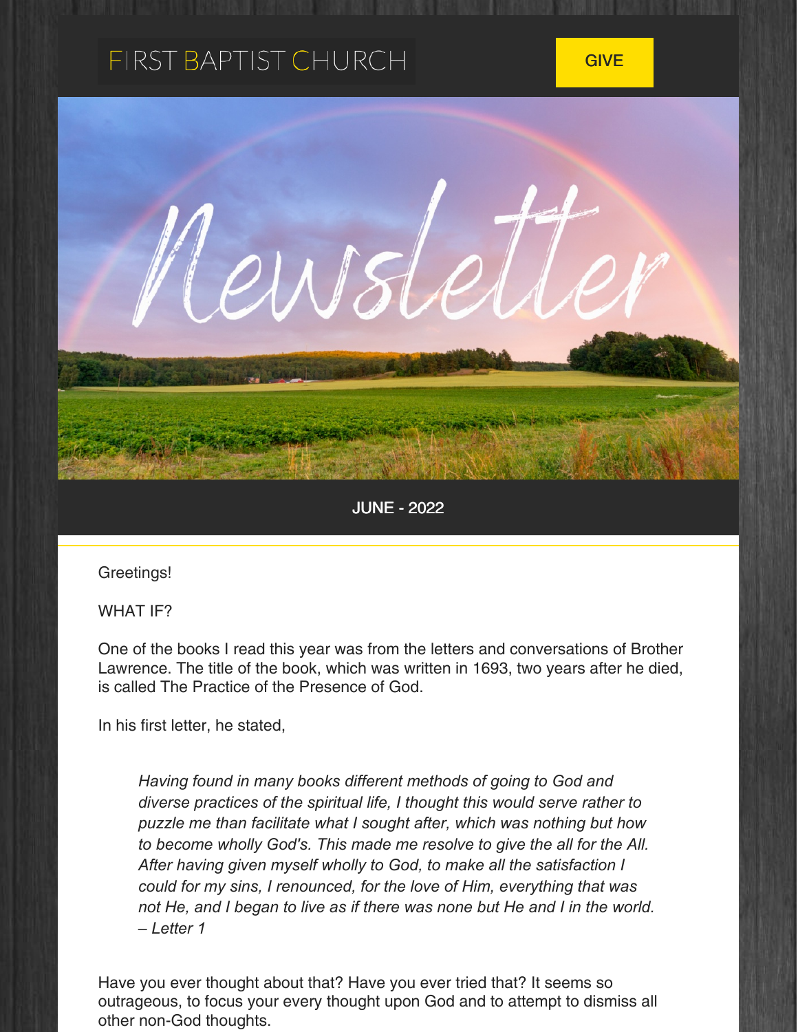# FIRST BAPTIST CHURCH

GIVE

# Newsletter

JUNE - 2022

Greetings!

WHAT IF?

One of the books I read this year was from the letters and conversations of Brother Lawrence. The title of the book, which was written in 1693, two years after he died, is called The Practice of the Presence of God.

In his first letter, he stated,

> *Having found in many books different methods of going to God and diverse practices of the spiritual life, I thought this would serve rather to puzzle me than facilitate what I sought after, which was nothing but how to become wholly God's. This made me resolve to give the all for the All. After having given myself wholly to God, to make all the satisfaction I could for my sins, I renounced, for the love of Him, everything that was not He, and I began to live as if there was none but He and I in the world. – Letter 1*

Have you ever thought about that? Have you ever tried that? It seems so outrageous, to focus your every thought upon God and to attempt to dismiss all other non-God thoughts.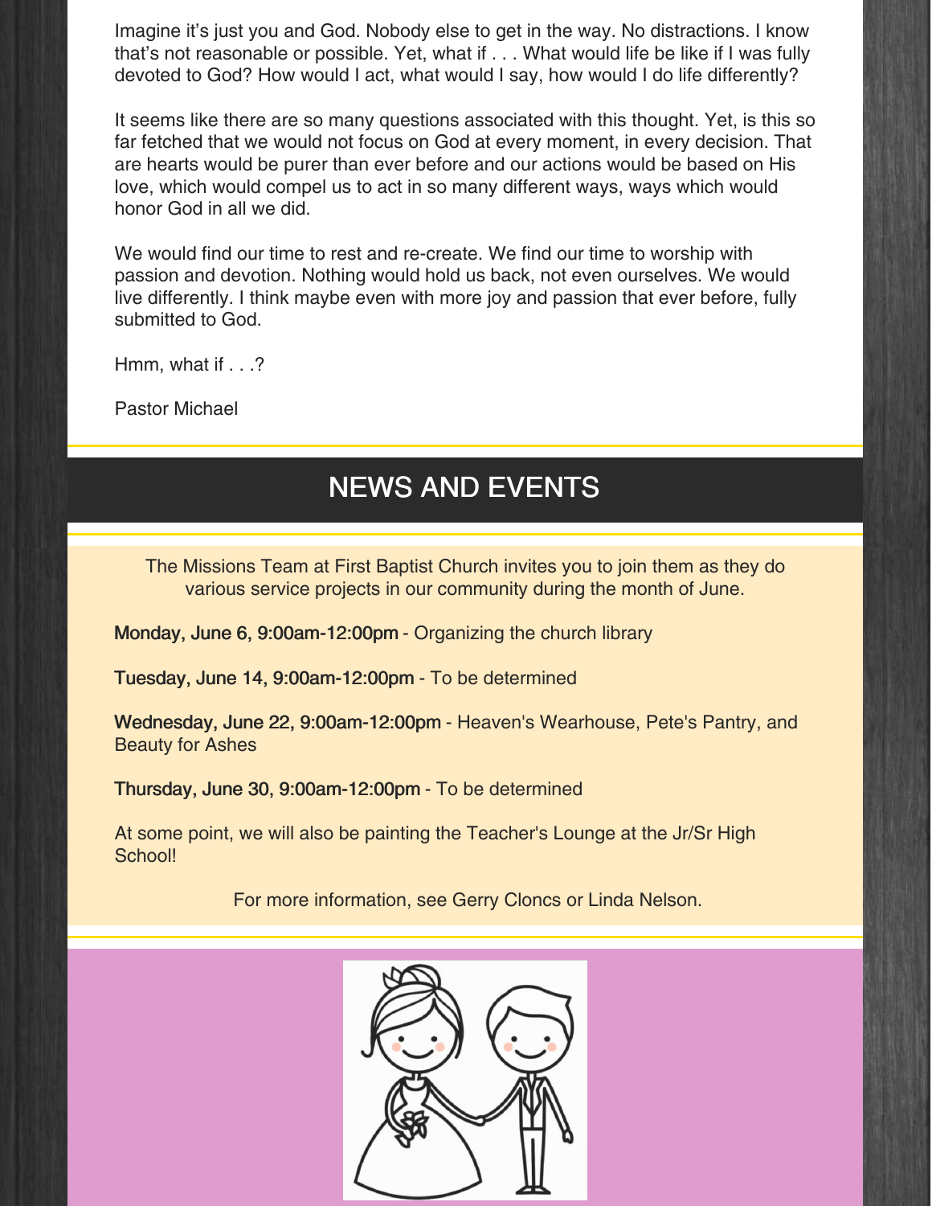Imagine it's just you and God. Nobody else to get in the way. No distractions. I know that's not reasonable or possible. Yet, what if . . . What would life be like if I was fully devoted to God? How would I act, what would I say, how would I do life differently?

It seems like there are so many questions associated with this thought. Yet, is this so far fetched that we would not focus on God at every moment, in every decision. That are hearts would be purer than ever before and our actions would be based on His love, which would compel us to act in so many different ways, ways which would honor God in all we did.

We would find our time to rest and re-create. We find our time to worship with passion and devotion. Nothing would hold us back, not even ourselves. We would live differently. I think maybe even with more joy and passion that ever before, fully submitted to God.

Hmm, what if . . .?

Pastor Michael

## NEWS AND EVENTS

The Missions Team at First Baptist Church invites you to join them as they do various service projects in our community during the month of June.

**Monday, June 6, 9:00am-12:00pm** - Organizing the church library

**Tuesday, June 14, 9:00am-12:00pm** - To be determined

**Wednesday, June 22, 9:00am-12:00pm** - Heaven's Wearhouse, Pete's Pantry, and Beauty for Ashes

**Thursday, June 30, 9:00am-12:00pm** - To be determined

At some point, we will also be painting the Teacher's Lounge at the Jr/Sr High School!

For more information, see Gerry Cloncs or Linda Nelson.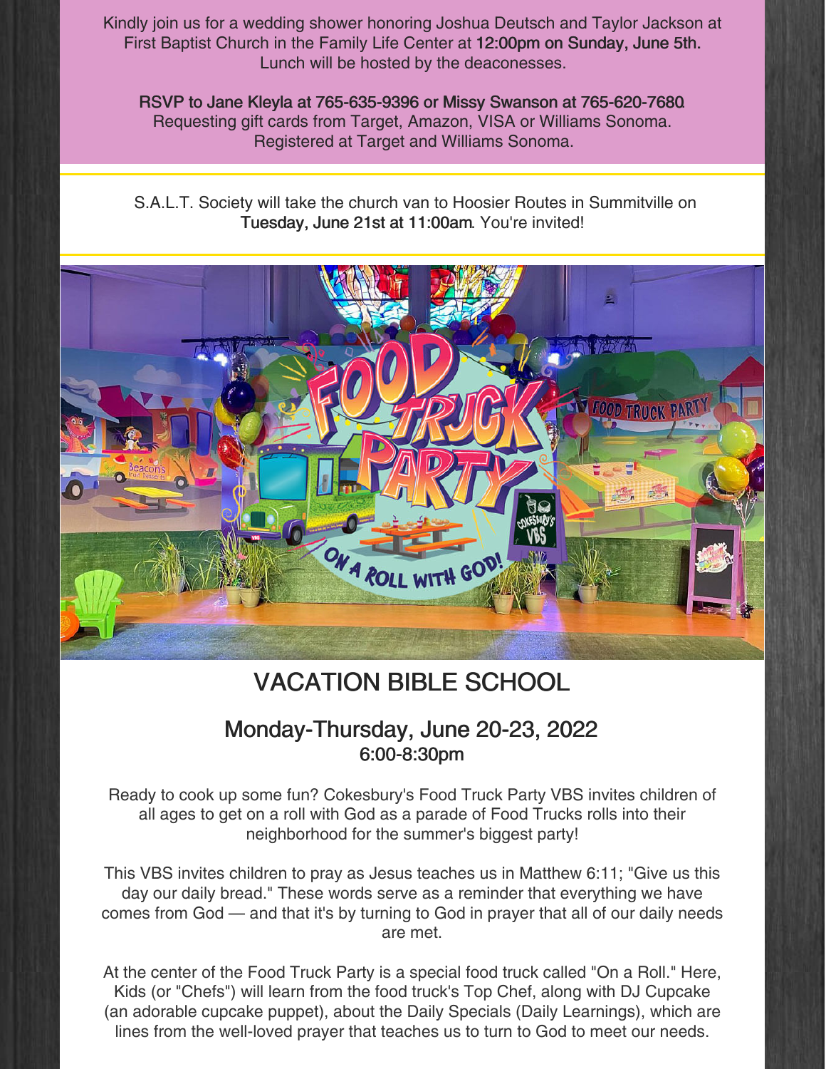Kindly join us for a wedding shower honoring Joshua Deutsch and Taylor Jackson at First Baptist Church in the Family Life Center at 12:00pm on Sunday, June 5th. Lunch will be hosted by the deaconesses.

RSVP to Jane Kleyla at 765-635-9396 or Missy Swanson at 765-620-7680. Requesting gift cards from Target, Amazon, VISA or Williams Sonoma. Registered at Target and Williams Sonoma.

---

S.A.L.T. Society will take the church van to Hoosier Routes in Summitville on Tuesday, June 21st at 11:00am. You're invited!

---

## VACATION BIBLE SCHOOL

### Monday-Thursday, June 20-23, 2022
6:00-8:30pm

Ready to cook up some fun? Cokesbury's Food Truck Party VBS invites children of all ages to get on a roll with God as a parade of Food Trucks rolls into their neighborhood for the summer's biggest party!

This VBS invites children to pray as Jesus teaches us in Matthew 6:11; "Give us this day our daily bread." These words serve as a reminder that everything we have comes from God — and that it's by turning to God in prayer that all of our daily needs are met.

At the center of the Food Truck Party is a special food truck called "On a Roll." Here, Kids (or "Chefs") will learn from the food truck's Top Chef, along with DJ Cupcake (an adorable cupcake puppet), about the Daily Specials (Daily Learnings), which are lines from the well-loved prayer that teaches us to turn to God to meet our needs.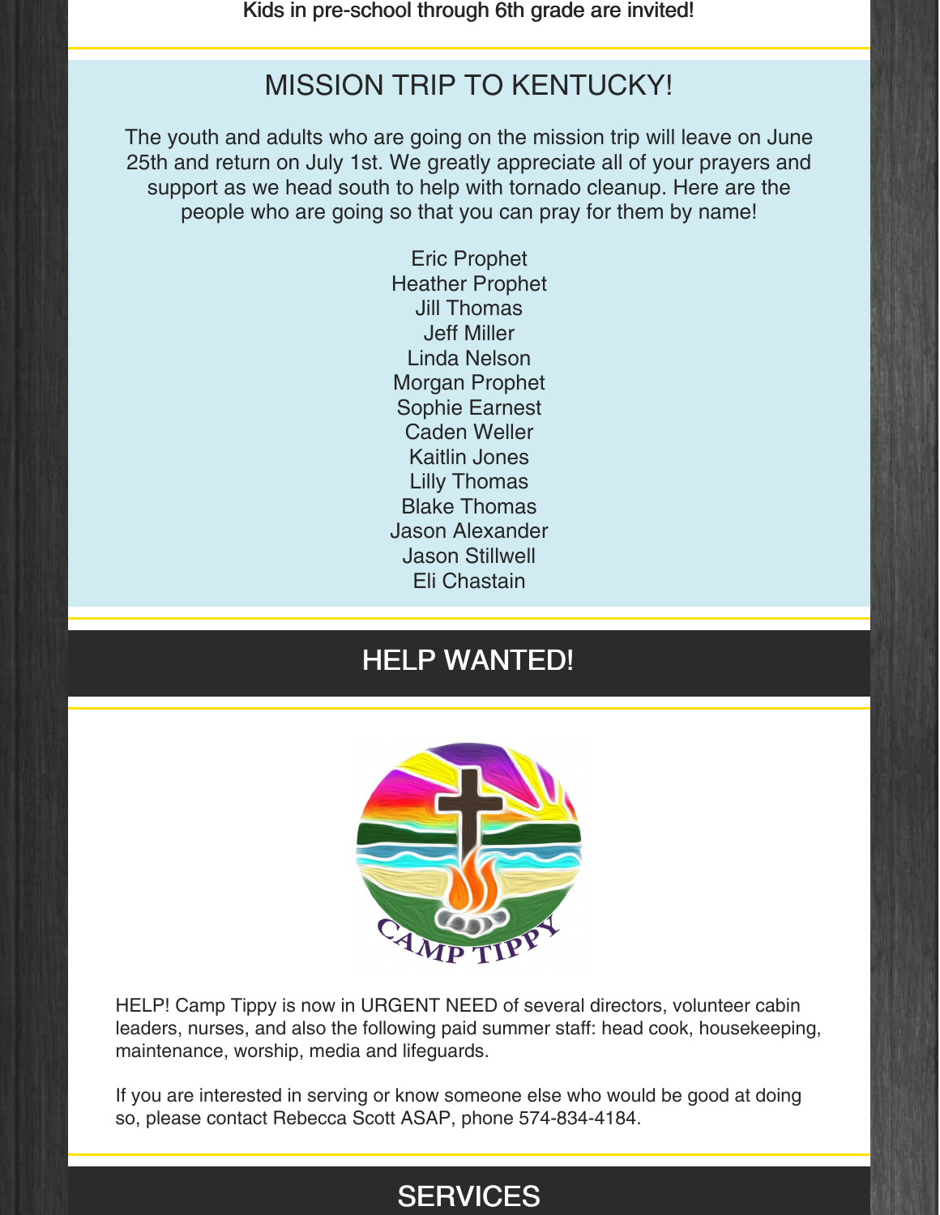Kids in pre-school through 6th grade are invited!

## MISSION TRIP TO KENTUCKY!

The youth and adults who are going on the mission trip will leave on June 25th and return on July 1st. We greatly appreciate all of your prayers and support as we head south to help with tornado cleanup. Here are the people who are going so that you can pray for them by name!

Eric Prophet
Heather Prophet
Jill Thomas
Jeff Miller
Linda Nelson
Morgan Prophet
Sophie Earnest
Caden Weller
Kaitlin Jones
Lilly Thomas
Blake Thomas
Jason Alexander
Jason Stillwell
Eli Chastain

## HELP WANTED!

HELP! Camp Tippy is now in URGENT NEED of several directors, volunteer cabin leaders, nurses, and also the following paid summer staff: head cook, housekeeping, maintenance, worship, media and lifeguards.

If you are interested in serving or know someone else who would be good at doing so, please contact Rebecca Scott ASAP, phone 574-834-4184.

## SERVICES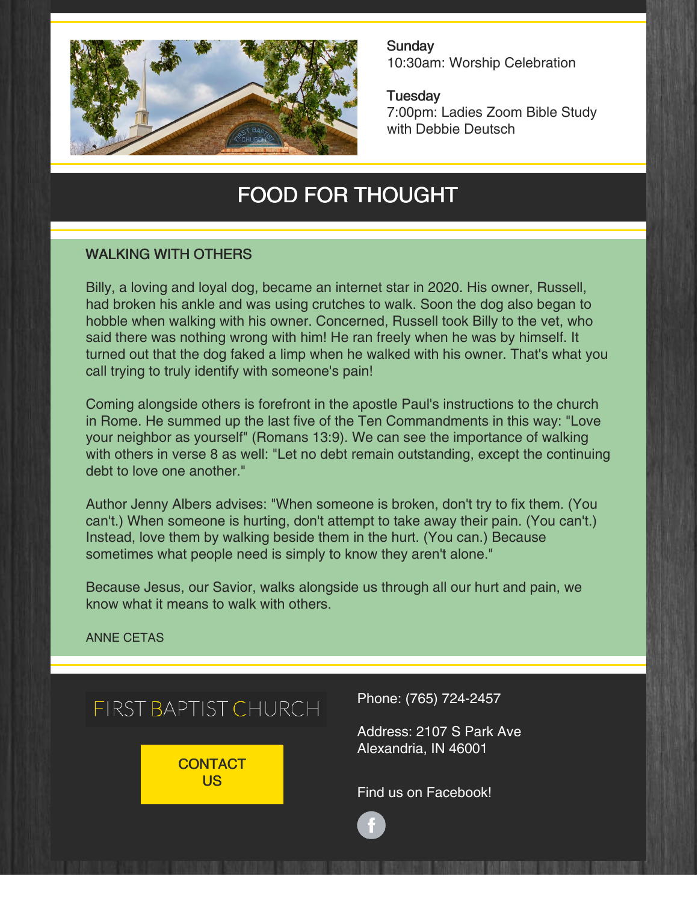**Sunday**
10:30am: Worship Celebration

**Tuesday**
7:00pm: Ladies Zoom Bible Study with Debbie Deutsch

# FOOD FOR THOUGHT

## WALKING WITH OTHERS

Billy, a loving and loyal dog, became an internet star in 2020. His owner, Russell, had broken his ankle and was using crutches to walk. Soon the dog also began to hobble when walking with his owner. Concerned, Russell took Billy to the vet, who said there was nothing wrong with him! He ran freely when he was by himself. It turned out that the dog faked a limp when he walked with his owner. That's what you call trying to truly identify with someone's pain!

Coming alongside others is forefront in the apostle Paul's instructions to the church in Rome. He summed up the last five of the Ten Commandments in this way: "Love your neighbor as yourself" (Romans 13:9). We can see the importance of walking with others in verse 8 as well: "Let no debt remain outstanding, except the continuing debt to love one another."

Author Jenny Albers advises: "When someone is broken, don't try to fix them. (You can't.) When someone is hurting, don't attempt to take away their pain. (You can't.) Instead, love them by walking beside them in the hurt. (You can.) Because sometimes what people need is simply to know they aren't alone."

Because Jesus, our Savior, walks alongside us through all our hurt and pain, we know what it means to walk with others.

ANNE CETAS

FIRST BAPTIST CHURCH

CONTACT US

Phone: (765) 724-2457

Address: 2107 S Park Ave
Alexandria, IN 46001

Find us on Facebook!